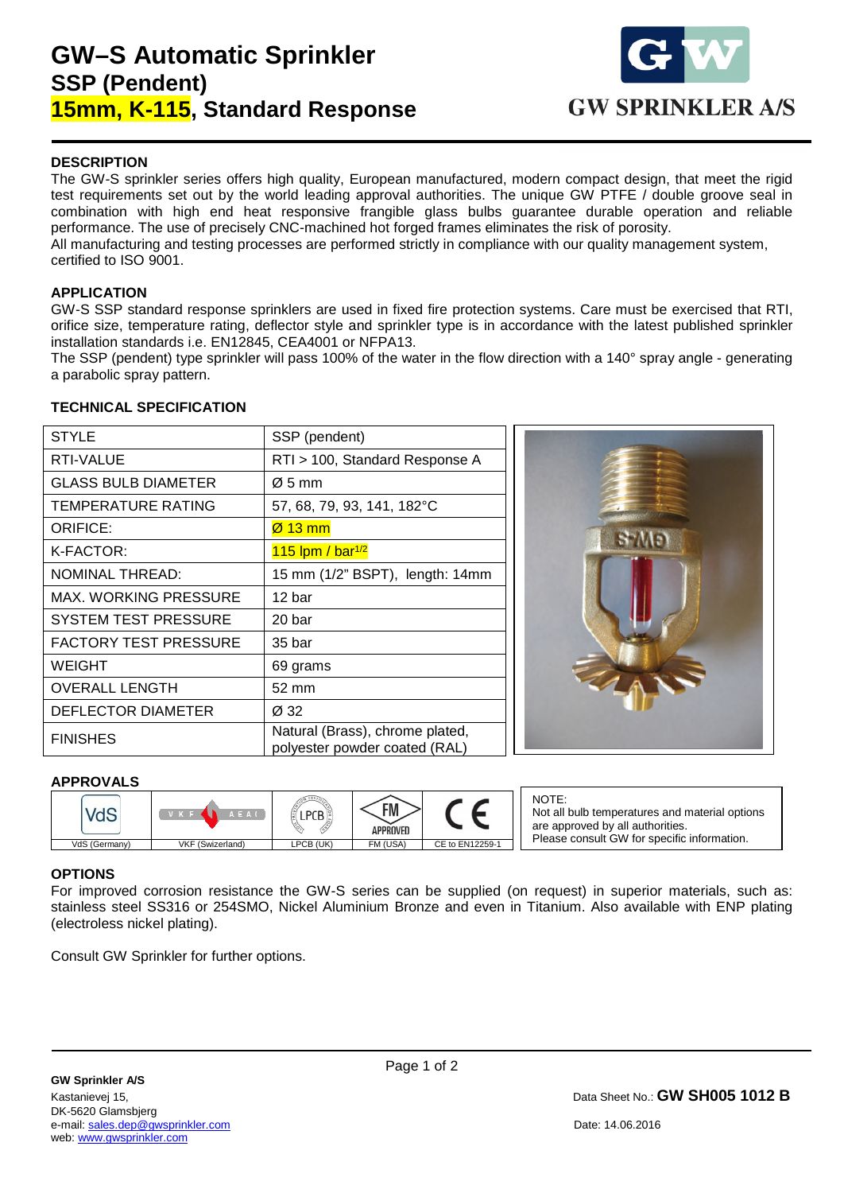# GW–S Automatic Sprinkler
## SSP (Pendent)
## 15mm, K-115, Standard Response

GW SPRINKLER A/S

### DESCRIPTION

The GW-S sprinkler series offers high quality, European manufactured, modern compact design, that meet the rigid test requirements set out by the world leading approval authorities. The unique GW PTFE / double groove seal in combination with high end heat responsive frangible glass bulbs guarantee durable operation and reliable performance. The use of precisely CNC-machined hot forged frames eliminates the risk of porosity.
All manufacturing and testing processes are performed strictly in compliance with our quality management system, certified to ISO 9001.

### APPLICATION

GW-S SSP standard response sprinklers are used in fixed fire protection systems. Care must be exercised that RTI, orifice size, temperature rating, deflector style and sprinkler type is in accordance with the latest published sprinkler installation standards i.e. EN12845, CEA4001 or NFPA13.
The SSP (pendent) type sprinkler will pass 100% of the water in the flow direction with a 140° spray angle - generating a parabolic spray pattern.

### TECHNICAL SPECIFICATION

| STYLE | SSP (pendent) |
|---|---|
| RTI-VALUE | RTI > 100, Standard Response A |
| GLASS BULB DIAMETER | Ø 5 mm |
| TEMPERATURE RATING | 57, 68, 79, 93, 141, 182°C |
| ORIFICE: | Ø 13 mm |
| K-FACTOR: | 115 lpm / bar$^{1/2}$ |
| NOMINAL THREAD: | 15 mm (1/2" BSPT), length: 14mm |
| MAX. WORKING PRESSURE | 12 bar |
| SYSTEM TEST PRESSURE | 20 bar |
| FACTORY TEST PRESSURE | 35 bar |
| WEIGHT | 69 grams |
| OVERALL LENGTH | 52 mm |
| DEFLECTOR DIAMETER | Ø 32 |
| FINISHES | Natural (Brass), chrome plated, polyester powder coated (RAL) |

### APPROVALS

| VdS (Germany) | VKF (Swizerland) | LPCB (UK) | FM (USA) | CE to EN12259-1 |
|---|---|---|---|---|

NOTE:
Not all bulb temperatures and material options are approved by all authorities.
Please consult GW for specific information.

### OPTIONS

For improved corrosion resistance the GW-S series can be supplied (on request) in superior materials, such as: stainless steel SS316 or 254SMO, Nickel Aluminium Bronze and even in Titanium. Also available with ENP plating (electroless nickel plating).

Consult GW Sprinkler for further options.

**GW Sprinkler A/S**
Kastanievej 15,
DK-5620 Glamsbjerg
e-mail: sales.dep@gwsprinkler.com
web: www.gwsprinkler.com

Data Sheet No.: **GW SH005 1012 B**

Date: 14.06.2016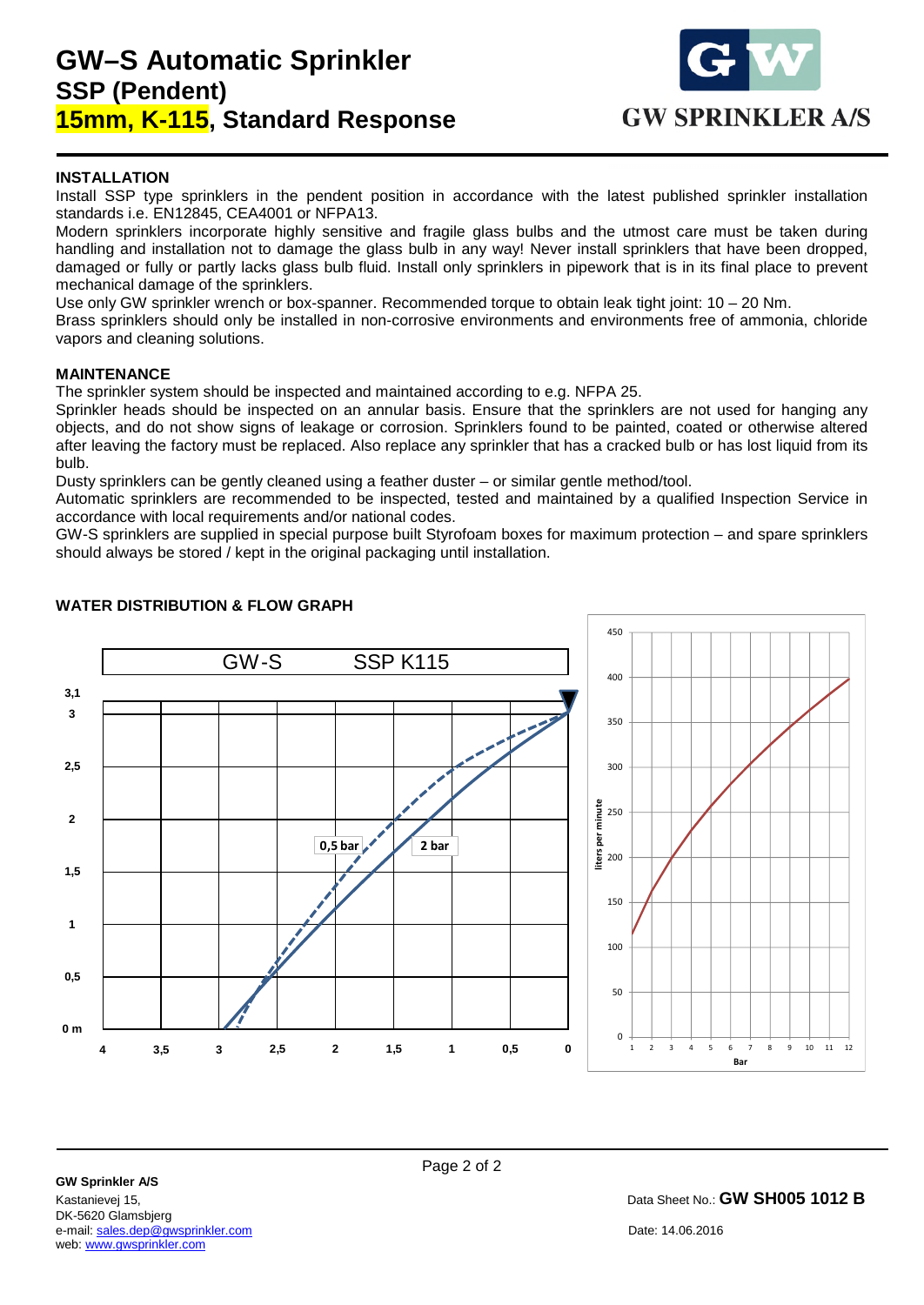# GW–S Automatic Sprinkler
## SSP (Pendent)
## 15mm, K-115, Standard Response

GW SPRINKLER A/S

### INSTALLATION

Install SSP type sprinklers in the pendent position in accordance with the latest published sprinkler installation standards i.e. EN12845, CEA4001 or NFPA13.

Modern sprinklers incorporate highly sensitive and fragile glass bulbs and the utmost care must be taken during handling and installation not to damage the glass bulb in any way! Never install sprinklers that have been dropped, damaged or fully or partly lacks glass bulb fluid. Install only sprinklers in pipework that is in its final place to prevent mechanical damage of the sprinklers.

Use only GW sprinkler wrench or box-spanner. Recommended torque to obtain leak tight joint: 10 – 20 Nm.

Brass sprinklers should only be installed in non-corrosive environments and environments free of ammonia, chloride vapors and cleaning solutions.

### MAINTENANCE

The sprinkler system should be inspected and maintained according to e.g. NFPA 25.

Sprinkler heads should be inspected on an annular basis. Ensure that the sprinklers are not used for hanging any objects, and do not show signs of leakage or corrosion. Sprinklers found to be painted, coated or otherwise altered after leaving the factory must be replaced. Also replace any sprinkler that has a cracked bulb or has lost liquid from its bulb.

Dusty sprinklers can be gently cleaned using a feather duster – or similar gentle method/tool.

Automatic sprinklers are recommended to be inspected, tested and maintained by a qualified Inspection Service in accordance with local requirements and/or national codes.

GW-S sprinklers are supplied in special purpose built Styrofoam boxes for maximum protection – and spare sprinklers should always be stored / kept in the original packaging until installation.

### WATER DISTRIBUTION & FLOW GRAPH

GW-S SSP K115

3,1
3
2,5
2
1,5
1
0,5
0 m

4 3,5 3 2,5 2 1,5 1 0,5 0

0,5 bar
2 bar

liters per minute

450
400
350
300
250
200
150
100
50
0

1 2 3 4 5 6 7 8 9 10 11 12

Bar

**GW Sprinkler A/S**
Kastanievej 15,
DK-5620 Glamsbjerg
e-mail: sales.dep@gwsprinkler.com
web: www.gwsprinkler.com

Data Sheet No.: **GW SH005 1012 B**

Date: 14.06.2016